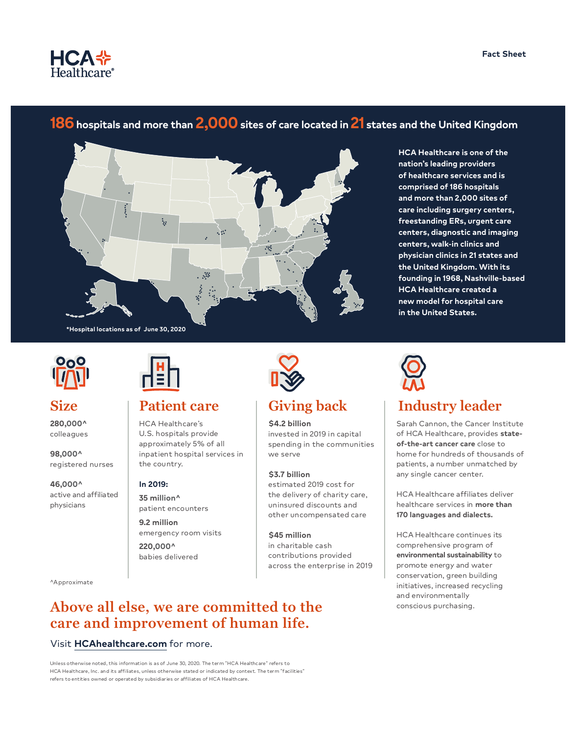HCA Healthcare®

Fact Sheet

## 186 hospitals and more than 2,000 sites of care located in 21 states and the United Kingdom

*Hospital locations as of June 30, 2020

**HCA Healthcare is one of the nation's leading providers of healthcare services and is comprised of 186 hospitals and more than 2,000 sites of care including surgery centers, freestanding ERs, urgent care centers, diagnostic and imaging centers, walk-in clinics and physician clinics in 21 states and the United Kingdom. With its founding in 1968, Nashville-based HCA Healthcare created a new model for hospital care in the United States.**

## Size

**280,000^**
colleagues

**98,000^**
registered nurses

**46,000^**
active and affiliated physicians

^Approximate

## Patient care

HCA Healthcare's U.S. hospitals provide approximately 5% of all inpatient hospital services in the country.

**In 2019:**

**35 million^**
patient encounters

**9.2 million**
emergency room visits

**220,000^**
babies delivered

## Giving back

**$4.2 billion**
invested in 2019 in capital spending in the communities we serve

**$3.7 billion**
estimated 2019 cost for the delivery of charity care, uninsured discounts and other uncompensated care

**$45 million**
in charitable cash contributions provided across the enterprise in 2019

## Industry leader

Sarah Cannon, the Cancer Institute of HCA Healthcare, provides **state-of-the-art cancer care** close to home for hundreds of thousands of patients, a number unmatched by any single cancer center.

HCA Healthcare affiliates deliver healthcare services in **more than 170 languages and dialects.**

HCA Healthcare continues its comprehensive program of **environmental sustainability** to promote energy and water conservation, green building initiatives, increased recycling and environmentally conscious purchasing.

## Above all else, we are committed to the care and improvement of human life.

Visit **HCAhealthcare.com** for more.

Unless otherwise noted, this information is as of June 30, 2020. The term "HCA Healthcare" refers to HCA Healthcare, Inc. and its affiliates, unless otherwise stated or indicated by context. The term "facilities" refers to entities owned or operated by subsidiaries or affiliates of HCA Healthcare.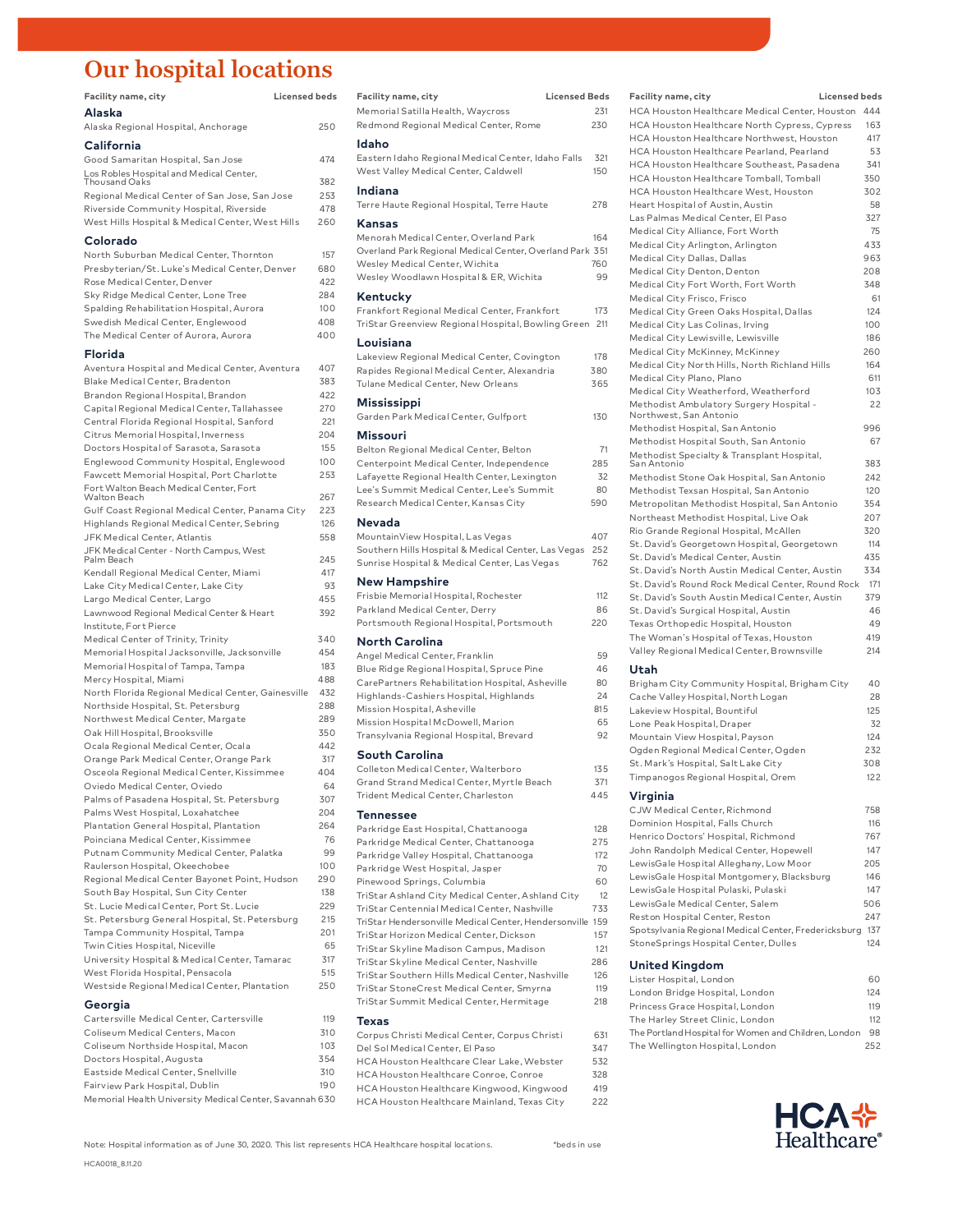# Our hospital locations

## Alaska

| Facility name, city | Licensed beds |
|---|---|
| Alaska Regional Hospital, Anchorage | 250 |

## California

| Facility name, city | Licensed beds |
|---|---|
| Good Samaritan Hospital, San Jose | 474 |
| Los Robles Hospital and Medical Center, Thousand Oaks | 382 |
| Regional Medical Center of San Jose, San Jose | 253 |
| Riverside Community Hospital, Riverside | 478 |
| West Hills Hospital & Medical Center, West Hills | 260 |

## Colorado

| Facility name, city | Licensed beds |
|---|---|
| North Suburban Medical Center, Thornton | 157 |
| Presbyterian/St. Luke's Medical Center, Denver | 680 |
| Rose Medical Center, Denver | 422 |
| Sky Ridge Medical Center, Lone Tree | 284 |
| Spalding Rehabilitation Hospital, Aurora | 100 |
| Swedish Medical Center, Englewood | 408 |
| The Medical Center of Aurora, Aurora | 400 |

## Florida

| Facility name, city | Licensed beds |
|---|---|
| Aventura Hospital and Medical Center, Aventura | 407 |
| Blake Medical Center, Bradenton | 383 |
| Brandon Regional Hospital, Brandon | 422 |
| Capital Regional Medical Center, Tallahassee | 270 |
| Central Florida Regional Hospital, Sanford | 221 |
| Citrus Memorial Hospital, Inverness | 204 |
| Doctors Hospital of Sarasota, Sarasota | 155 |
| Englewood Community Hospital, Englewood | 100 |
| Fawcett Memorial Hospital, Port Charlotte | 253 |
| Fort Walton Beach Medical Center, Fort Walton Beach | 267 |
| Gulf Coast Regional Medical Center, Panama City | 223 |
| Highlands Regional Medical Center, Sebring | 126 |
| JFK Medical Center, Atlantis | 558 |
| JFK Medical Center - North Campus, West Palm Beach | 245 |
| Kendall Regional Medical Center, Miami | 417 |
| Lake City Medical Center, Lake City | 93 |
| Largo Medical Center, Largo | 455 |
| Lawnwood Regional Medical Center & Heart Institute, Fort Pierce | 392 |
| Medical Center of Trinity, Trinity | 340 |
| Memorial Hospital Jacksonville, Jacksonville | 454 |
| Memorial Hospital of Tampa, Tampa | 183 |
| Mercy Hospital, Miami | 488 |
| North Florida Regional Medical Center, Gainesville | 432 |
| Northside Hospital, St. Petersburg | 288 |
| Northwest Medical Center, Margate | 289 |
| Oak Hill Hospital, Brooksville | 350 |
| Ocala Regional Medical Center, Ocala | 442 |
| Orange Park Medical Center, Orange Park | 317 |
| Osceola Regional Medical Center, Kissimmee | 404 |
| Oviedo Medical Center, Oviedo | 64 |
| Palms of Pasadena Hospital, St. Petersburg | 307 |
| Palms West Hospital, Loxahatchee | 204 |
| Plantation General Hospital, Plantation | 264 |
| Poinciana Medical Center, Kissimmee | 76 |
| Putnam Community Medical Center, Palatka | 99 |
| Raulerson Hospital, Okeechobee | 100 |
| Regional Medical Center Bayonet Point, Hudson | 290 |
| South Bay Hospital, Sun City Center | 138 |
| St. Lucie Medical Center, Port St. Lucie | 229 |
| St. Petersburg General Hospital, St. Petersburg | 215 |
| Tampa Community Hospital, Tampa | 201 |
| Twin Cities Hospital, Niceville | 65 |
| University Hospital & Medical Center, Tamarac | 317 |
| West Florida Hospital, Pensacola | 515 |
| Westside Regional Medical Center, Plantation | 250 |

## Georgia

| Facility name, city | Licensed beds |
|---|---|
| Cartersville Medical Center, Cartersville | 119 |
| Coliseum Medical Centers, Macon | 310 |
| Coliseum Northside Hospital, Macon | 103 |
| Doctors Hospital, Augusta | 354 |
| Eastside Medical Center, Snellville | 310 |
| Fairview Park Hospital, Dublin | 190 |
| Memorial Health University Medical Center, Savannah | 630 |
| Memorial Satilla Health, Waycross | 231 |
| Redmond Regional Medical Center, Rome | 230 |

## Idaho

| Facility name, city | Licensed beds |
|---|---|
| Eastern Idaho Regional Medical Center, Idaho Falls | 321 |
| West Valley Medical Center, Caldwell | 150 |

## Indiana

| Facility name, city | Licensed beds |
|---|---|
| Terre Haute Regional Hospital, Terre Haute | 278 |

## Kansas

| Facility name, city | Licensed beds |
|---|---|
| Menorah Medical Center, Overland Park | 164 |
| Overland Park Regional Medical Center, Overland Park | 351 |
| Wesley Medical Center, Wichita | 760 |
| Wesley Woodlawn Hospital & ER, Wichita | 99 |

## Kentucky

| Facility name, city | Licensed beds |
|---|---|
| Frankfort Regional Medical Center, Frankfort | 173 |
| TriStar Greenview Regional Hospital, Bowling Green | 211 |

## Louisiana

| Facility name, city | Licensed beds |
|---|---|
| Lakeview Regional Medical Center, Covington | 178 |
| Rapides Regional Medical Center, Alexandria | 380 |
| Tulane Medical Center, New Orleans | 365 |

## Mississippi

| Facility name, city | Licensed beds |
|---|---|
| Garden Park Medical Center, Gulfport | 130 |

## Missouri

| Facility name, city | Licensed beds |
|---|---|
| Belton Regional Medical Center, Belton | 71 |
| Centerpoint Medical Center, Independence | 285 |
| Lafayette Regional Health Center, Lexington | 32 |
| Lee's Summit Medical Center, Lee's Summit | 80 |
| Research Medical Center, Kansas City | 590 |

## Nevada

| Facility name, city | Licensed beds |
|---|---|
| MountainView Hospital, Las Vegas | 407 |
| Southern Hills Hospital & Medical Center, Las Vegas | 252 |
| Sunrise Hospital & Medical Center, Las Vegas | 762 |

## New Hampshire

| Facility name, city | Licensed beds |
|---|---|
| Frisbie Memorial Hospital, Rochester | 112 |
| Parkland Medical Center, Derry | 86 |
| Portsmouth Regional Hospital, Portsmouth | 220 |

## North Carolina

| Facility name, city | Licensed beds |
|---|---|
| Angel Medical Center, Franklin | 59 |
| Blue Ridge Regional Hospital, Spruce Pine | 46 |
| CarePartners Rehabilitation Hospital, Asheville | 80 |
| Highlands-Cashiers Hospital, Highlands | 24 |
| Mission Hospital, Asheville | 815 |
| Mission Hospital McDowell, Marion | 65 |
| Transylvania Regional Hospital, Brevard | 92 |

## South Carolina

| Facility name, city | Licensed beds |
|---|---|
| Colleton Medical Center, Walterboro | 135 |
| Grand Strand Medical Center, Myrtle Beach | 371 |
| Trident Medical Center, Charleston | 445 |

## Tennessee

| Facility name, city | Licensed beds |
|---|---|
| Parkridge East Hospital, Chattanooga | 128 |
| Parkridge Medical Center, Chattanooga | 275 |
| Parkridge Valley Hospital, Chattanooga | 172 |
| Parkridge West Hospital, Jasper | 70 |
| Pinewood Springs, Columbia | 60 |
| TriStar Ashland City Medical Center, Ashland City | 12 |
| TriStar Centennial Medical Center, Nashville | 733 |
| TriStar Hendersonville Medical Center, Hendersonville | 159 |
| TriStar Horizon Medical Center, Dickson | 157 |
| TriStar Skyline Madison Campus, Madison | 121 |
| TriStar Skyline Medical Center, Nashville | 286 |
| TriStar Southern Hills Medical Center, Nashville | 126 |
| TriStar StoneCrest Medical Center, Smyrna | 119 |
| TriStar Summit Medical Center, Hermitage | 218 |

## Texas

| Facility name, city | Licensed beds |
|---|---|
| Corpus Christi Medical Center, Corpus Christi | 631 |
| Del Sol Medical Center, El Paso | 347 |
| HCA Houston Healthcare Clear Lake, Webster | 532 |
| HCA Houston Healthcare Conroe, Conroe | 328 |
| HCA Houston Healthcare Kingwood, Kingwood | 419 |
| HCA Houston Healthcare Mainland, Texas City | 222 |
| HCA Houston Healthcare Medical Center, Houston | 444 |
| HCA Houston Healthcare North Cypress, Cypress | 163 |
| HCA Houston Healthcare Northwest, Houston | 417 |
| HCA Houston Healthcare Pearland, Pearland | 53 |
| HCA Houston Healthcare Southeast, Pasadena | 341 |
| HCA Houston Healthcare Tomball, Tomball | 350 |
| HCA Houston Healthcare West, Houston | 302 |
| Heart Hospital of Austin, Austin | 58 |
| Las Palmas Medical Center, El Paso | 327 |
| Medical City Alliance, Fort Worth | 75 |
| Medical City Arlington, Arlington | 433 |
| Medical City Dallas, Dallas | 963 |
| Medical City Denton, Denton | 208 |
| Medical City Fort Worth, Fort Worth | 348 |
| Medical City Frisco, Frisco | 61 |
| Medical City Green Oaks Hospital, Dallas | 124 |
| Medical City Las Colinas, Irving | 100 |
| Medical City Lewisville, Lewisville | 186 |
| Medical City McKinney, McKinney | 260 |
| Medical City North Hills, North Richland Hills | 164 |
| Medical City Plano, Plano | 611 |
| Medical City Weatherford, Weatherford | 103 |
| Methodist Ambulatory Surgery Hospital - Northwest, San Antonio | 22 |
| Methodist Hospital, San Antonio | 996 |
| Methodist Hospital South, San Antonio | 67 |
| Methodist Specialty & Transplant Hospital, San Antonio | 383 |
| Methodist Stone Oak Hospital, San Antonio | 242 |
| Methodist Texsan Hospital, San Antonio | 120 |
| Metropolitan Methodist Hospital, San Antonio | 354 |
| Northeast Methodist Hospital, Live Oak | 207 |
| Rio Grande Regional Hospital, McAllen | 320 |
| St. David's Georgetown Hospital, Georgetown | 114 |
| St. David's Medical Center, Austin | 435 |
| St. David's North Austin Medical Center, Austin | 334 |
| St. David's Round Rock Medical Center, Round Rock | 171 |
| St. David's South Austin Medical Center, Austin | 379 |
| St. David's Surgical Hospital, Austin | 46 |
| Texas Orthopedic Hospital, Houston | 49 |
| The Woman's Hospital of Texas, Houston | 419 |
| Valley Regional Medical Center, Brownsville | 214 |

## Utah

| Facility name, city | Licensed beds |
|---|---|
| Brigham City Community Hospital, Brigham City | 40 |
| Cache Valley Hospital, North Logan | 28 |
| Lakeview Hospital, Bountiful | 125 |
| Lone Peak Hospital, Draper | 32 |
| Mountain View Hospital, Payson | 124 |
| Ogden Regional Medical Center, Ogden | 232 |
| St. Mark's Hospital, Salt Lake City | 308 |
| Timpanogos Regional Medical Center, Orem | 122 |

## Virginia

| Facility name, city | Licensed beds |
|---|---|
| CJW Medical Center, Richmond | 758 |
| Dominion Hospital, Falls Church | 116 |
| Henrico Doctors' Hospital, Richmond | 767 |
| John Randolph Medical Center, Hopewell | 147 |
| LewisGale Hospital Alleghany, Low Moor | 205 |
| LewisGale Hospital Montgomery, Blacksburg | 146 |
| LewisGale Hospital Pulaski, Pulaski | 147 |
| LewisGale Medical Center, Salem | 506 |
| Reston Hospital Center, Reston | 247 |
| Spotsylvania Regional Medical Center, Fredericksburg | 137 |
| StoneSprings Hospital Center, Dulles | 124 |

## United Kingdom

| Facility name, city | Licensed beds |
|---|---|
| Lister Hospital, London | 60 |
| London Bridge Hospital, London | 124 |
| Princess Grace Hospital, London | 119 |
| The Harley Street Clinic, London | 112 |
| The Portland Hospital for Women and Children, London | 98 |
| The Wellington Hospital, London | 252 |

HCA Healthcare

Note: Hospital information as of June 30, 2020. This list represents HCA Healthcare hospital locations. *beds in use

HCA0018_8.11.20